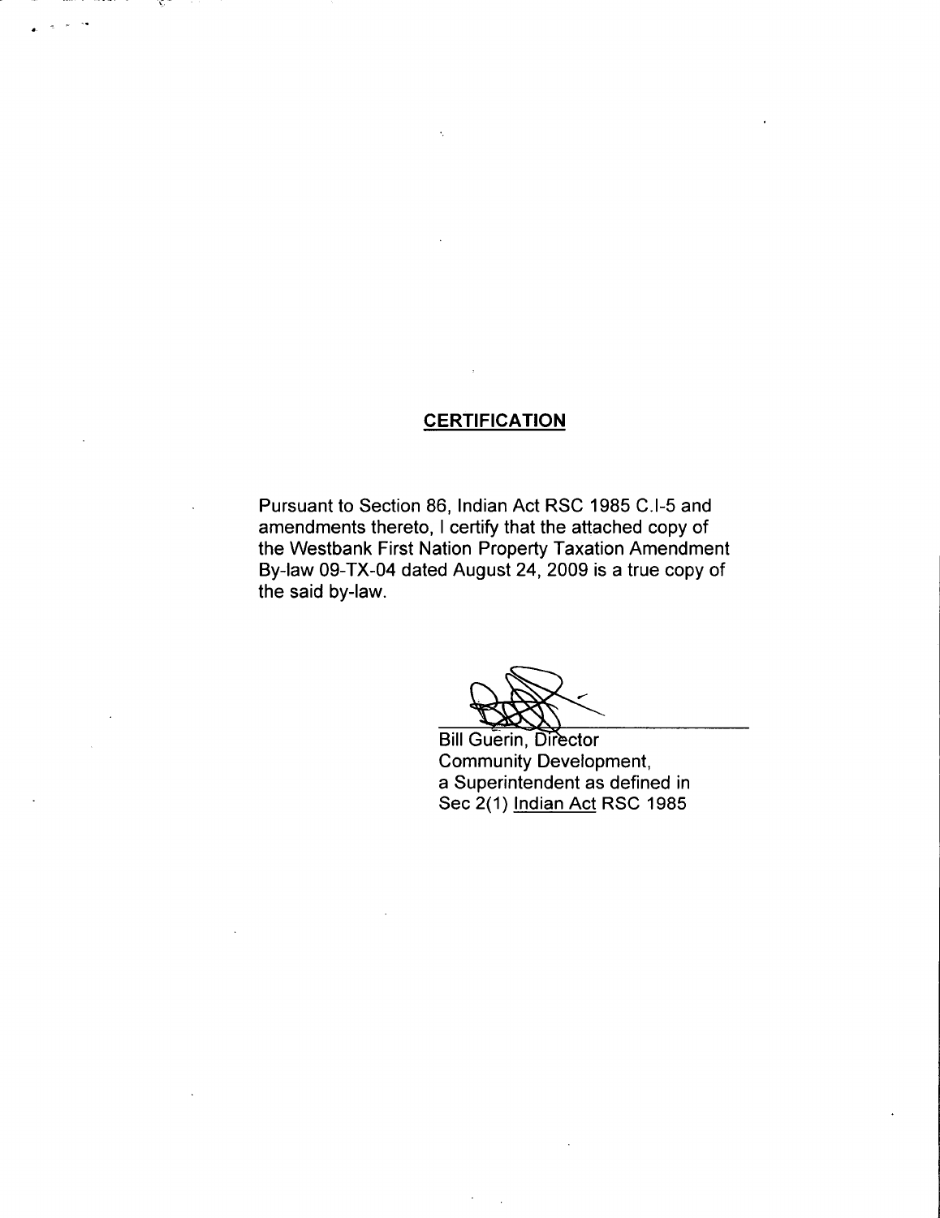## CERTIFICATION

Pursuant to Section 86, Indian Act RSC 1985 C.I-5 and amendments thereto, I certify that the attached copy of the Westbank First Nation Property Taxation Amendment By-law 09-TX-04 dated August 24, 2009 is a true copy of the said by-law.

Bill Guerin, Director
Community Development,
a Superintendent as defined in
Sec 2(1) Indian Act RSC 1985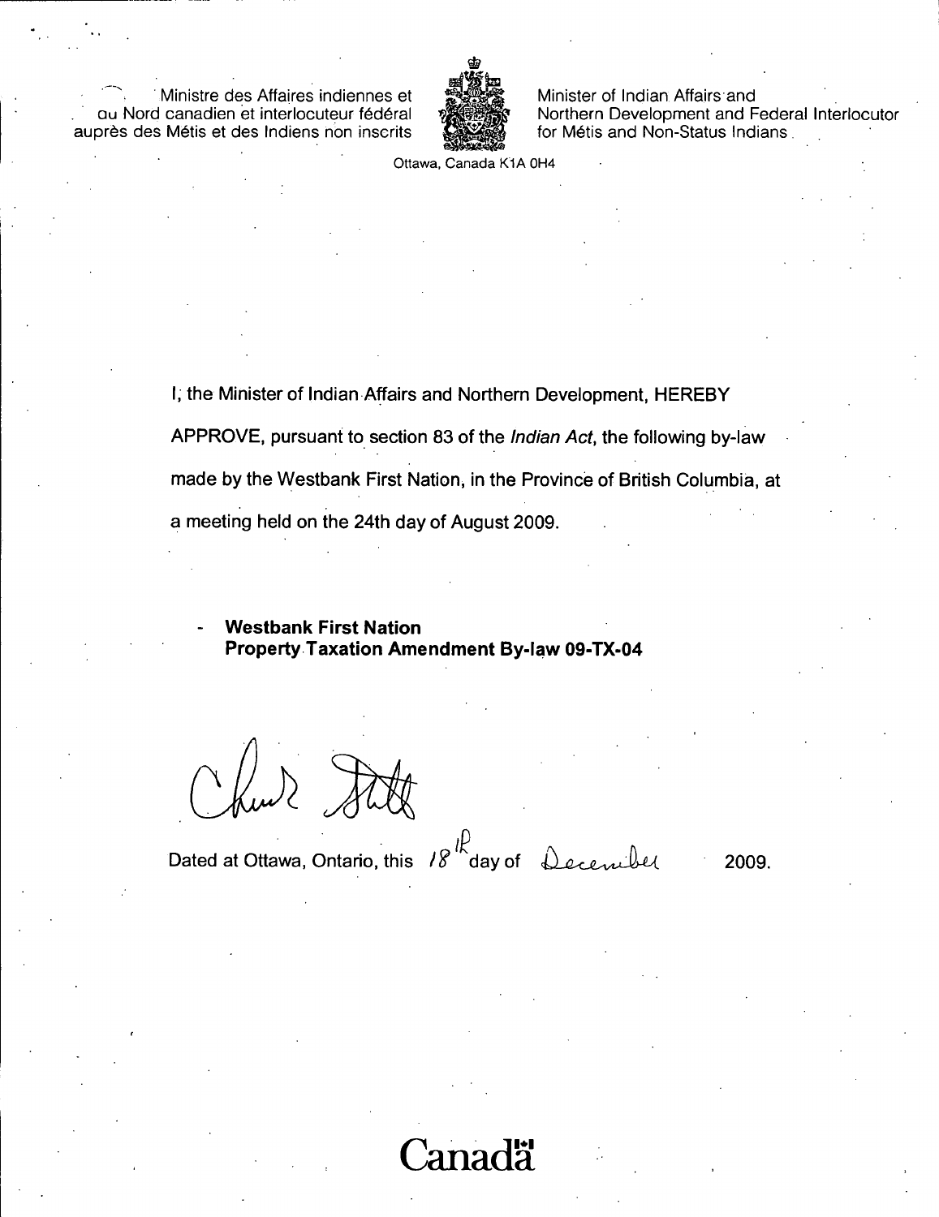Ministre des Affaires indiennes et du Nord canadien et interlocuteur fédéral auprès des Métis et des Indiens non inscrits

Minister of Indian Affairs and Northern Development and Federal Interlocutor for Métis and Non-Status Indians

Ottawa, Canada K1A 0H4

I, the Minister of Indian Affairs and Northern Development, HEREBY APPROVE, pursuant to section 83 of the *Indian Act*, the following by-law made by the Westbank First Nation, in the Province of British Columbia, at a meeting held on the 24th day of August 2009.

- **Westbank First Nation**
  **Property Taxation Amendment By-law 09-TX-04**

Dated at Ottawa, Ontario, this 18th day of December 2009.

Canada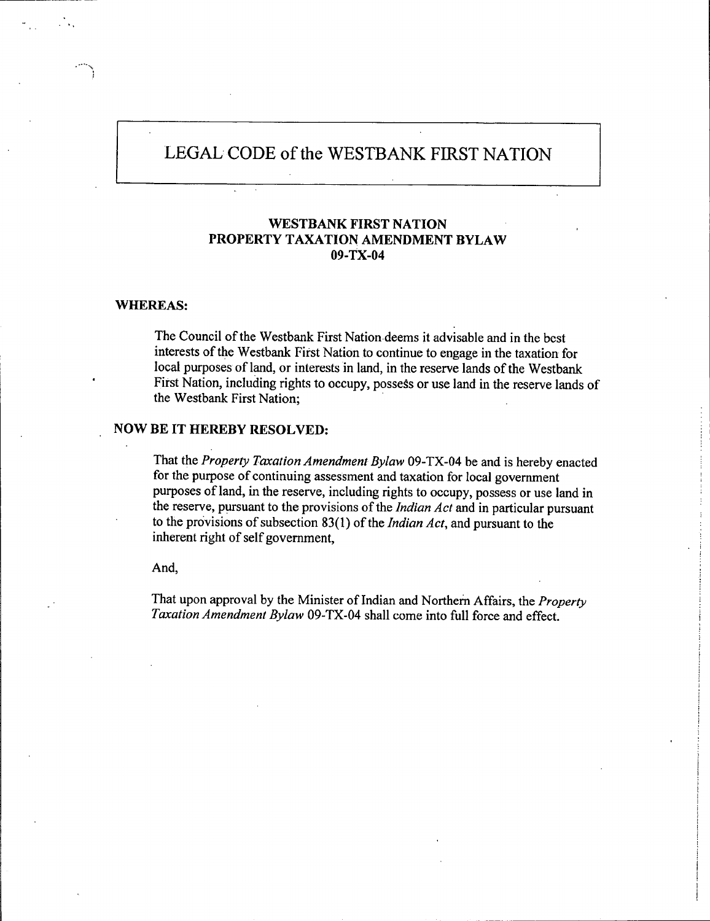# LEGAL CODE of the WESTBANK FIRST NATION

## WESTBANK FIRST NATION
## PROPERTY TAXATION AMENDMENT BYLAW
## 09-TX-04

**WHEREAS:**

The Council of the Westbank First Nation deems it advisable and in the best interests of the Westbank First Nation to continue to engage in the taxation for local purposes of land, or interests in land, in the reserve lands of the Westbank First Nation, including rights to occupy, possess or use land in the reserve lands of the Westbank First Nation;

**NOW BE IT HEREBY RESOLVED:**

That the *Property Taxation Amendment Bylaw* 09-TX-04 be and is hereby enacted for the purpose of continuing assessment and taxation for local government purposes of land, in the reserve, including rights to occupy, possess or use land in the reserve, pursuant to the provisions of the *Indian Act* and in particular pursuant to the provisions of subsection 83(1) of the *Indian Act*, and pursuant to the inherent right of self government,

And,

That upon approval by the Minister of Indian and Northern Affairs, the *Property Taxation Amendment Bylaw* 09-TX-04 shall come into full force and effect.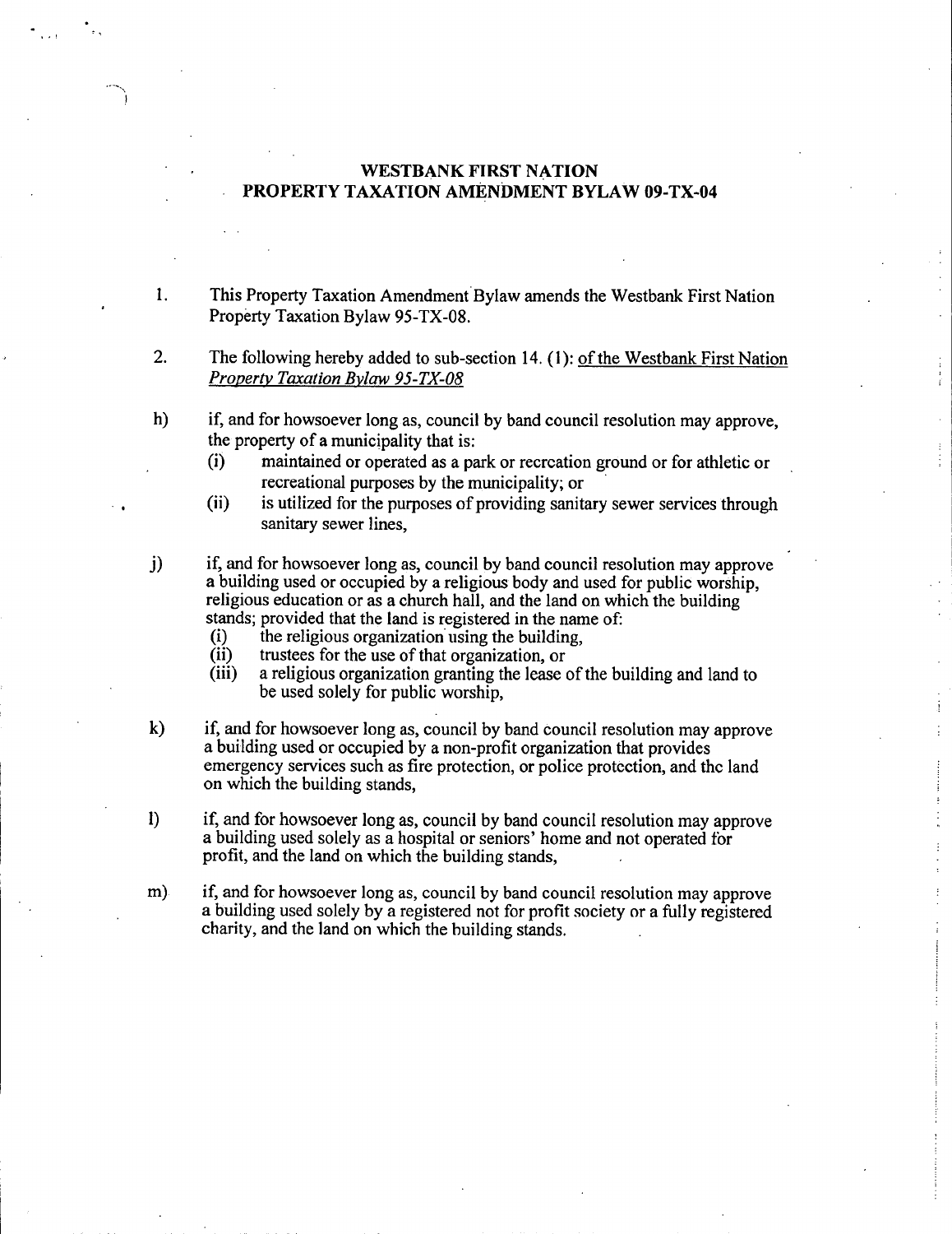# WESTBANK FIRST NATION
## PROPERTY TAXATION AMENDMENT BYLAW 09-TX-04

1. This Property Taxation Amendment Bylaw amends the Westbank First Nation Property Taxation Bylaw 95-TX-08.

2. The following hereby added to sub-section 14. (1): of the Westbank First Nation *Property Taxation Bylaw 95-TX-08*

h) if, and for howsoever long as, council by band council resolution may approve, the property of a municipality that is:
   (i) maintained or operated as a park or recreation ground or for athletic or recreational purposes by the municipality; or
   (ii) is utilized for the purposes of providing sanitary sewer services through sanitary sewer lines,

j) if, and for howsoever long as, council by band council resolution may approve a building used or occupied by a religious body and used for public worship, religious education or as a church hall, and the land on which the building stands; provided that the land is registered in the name of:
   (i) the religious organization using the building,
   (ii) trustees for the use of that organization, or
   (iii) a religious organization granting the lease of the building and land to be used solely for public worship,

k) if, and for howsoever long as, council by band council resolution may approve a building used or occupied by a non-profit organization that provides emergency services such as fire protection, or police protection, and the land on which the building stands,

l) if, and for howsoever long as, council by band council resolution may approve a building used solely as a hospital or seniors' home and not operated for profit, and the land on which the building stands,

m) if, and for howsoever long as, council by band council resolution may approve a building used solely by a registered not for profit society or a fully registered charity, and the land on which the building stands.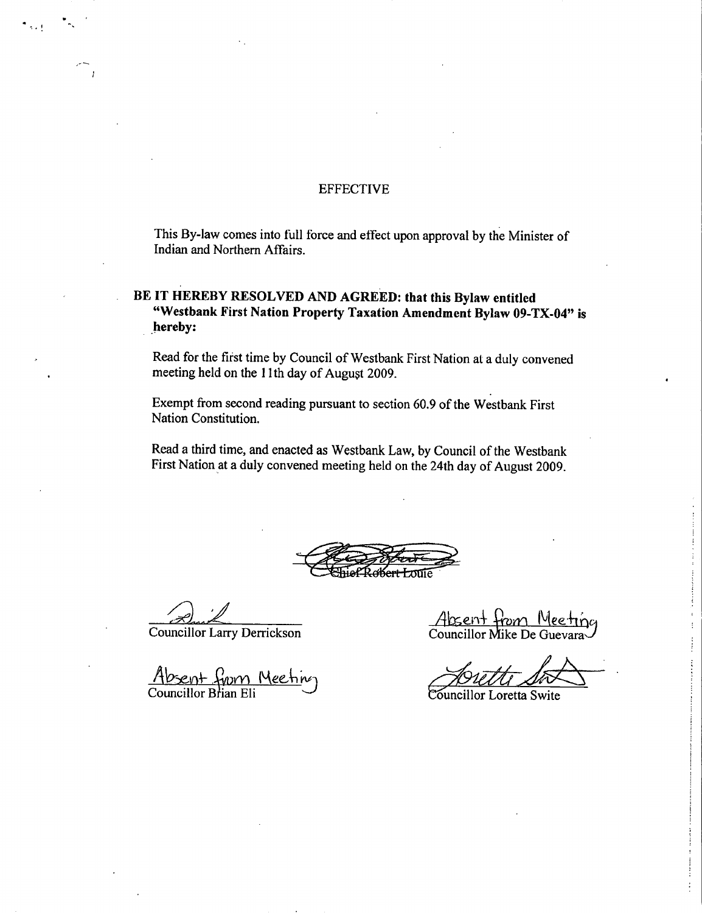## EFFECTIVE

This By-law comes into full force and effect upon approval by the Minister of Indian and Northern Affairs.

**BE IT HEREBY RESOLVED AND AGREED: that this Bylaw entitled "Westbank First Nation Property Taxation Amendment Bylaw 09-TX-04" is hereby:**

Read for the first time by Council of Westbank First Nation at a duly convened meeting held on the 11th day of August 2009.

Exempt from second reading pursuant to section 60.9 of the Westbank First Nation Constitution.

Read a third time, and enacted as Westbank Law, by Council of the Westbank First Nation at a duly convened meeting held on the 24th day of August 2009.

Chief Robert Louie

Councillor Larry Derrickson

Absent from Meeting
Councillor Mike De Guevara

Absent from Meeting
Councillor Brian Eli

Councillor Loretta Swite